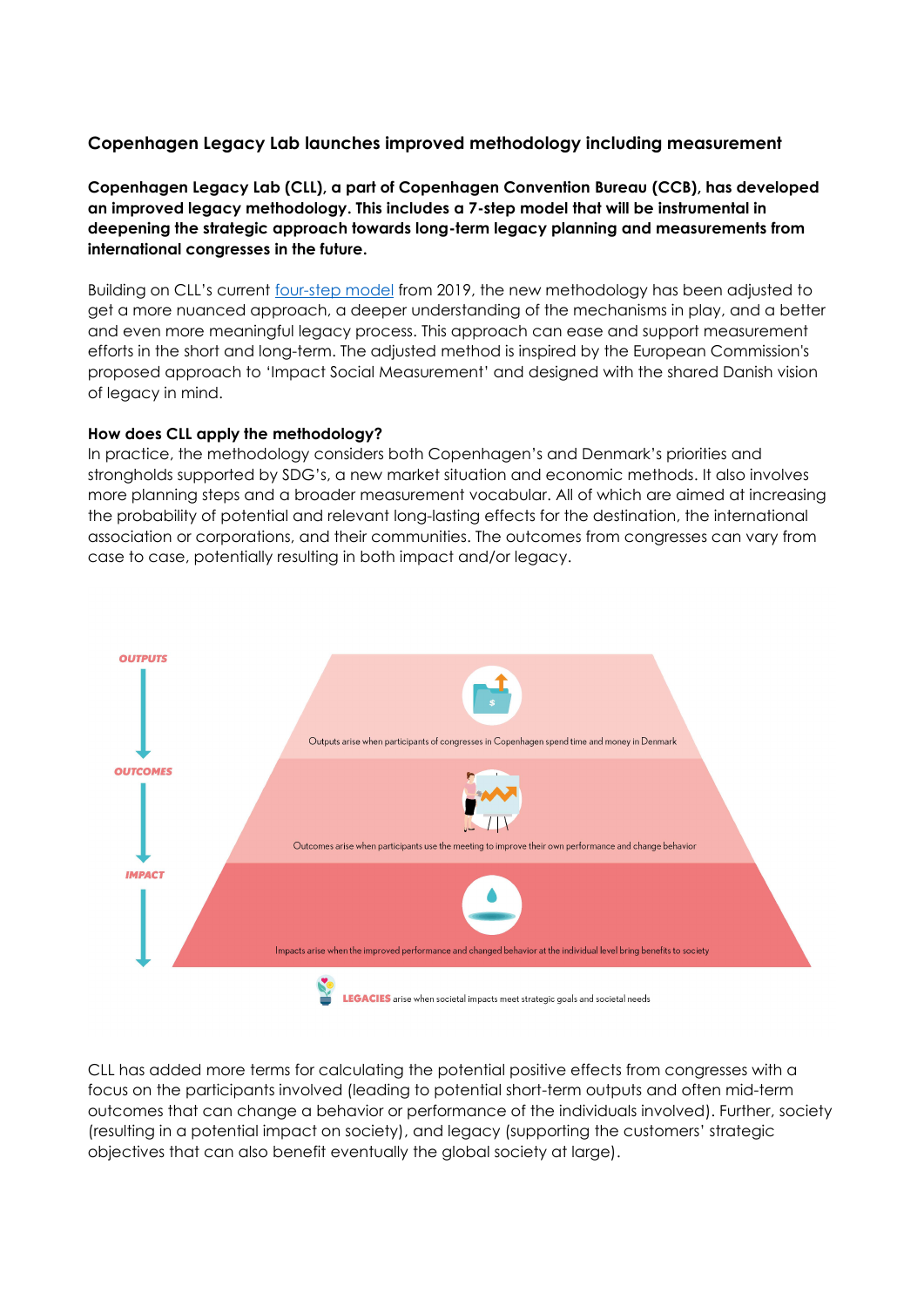### Copenhagen Legacy Lab launches improved methodology including measurement

**Copenhagen Legacy Lab (CLL), a part of Copenhagen Convention Bureau (CCB), has developed an improved legacy methodology. This includes a 7-step model that will be instrumental in deepening the strategic approach towards long-term legacy planning and measurements from international congresses in the future.**

Building on CLL's current [four-step model](#) from 2019, the new methodology has been adjusted to get a more nuanced approach, a deeper understanding of the mechanisms in play, and a better and even more meaningful legacy process. This approach can ease and support measurement efforts in the short and long-term. The adjusted method is inspired by the European Commission's proposed approach to 'Impact Social Measurement' and designed with the shared Danish vision of legacy in mind.

**How does CLL apply the methodology?**

In practice, the methodology considers both Copenhagen's and Denmark's priorities and strongholds supported by SDG's, a new market situation and economic methods. It also involves more planning steps and a broader measurement vocabular. All of which are aimed at increasing the probability of potential and relevant long-lasting effects for the destination, the international association or corporations, and their communities. The outcomes from congresses can vary from case to case, potentially resulting in both impact and/or legacy.

OUTPUTS

Outputs arise when participants of congresses in Copenhagen spend time and money in Denmark

OUTCOMES

Outcomes arise when participants use the meeting to improve their own performance and change behavior

IMPACT

Impacts arise when the improved performance and changed behavior at the individual level bring benefits to society

**LEGACIES** arise when societal impacts meet strategic goals and societal needs

CLL has added more terms for calculating the potential positive effects from congresses with a focus on the participants involved (leading to potential short-term outputs and often mid-term outcomes that can change a behavior or performance of the individuals involved). Further, society (resulting in a potential impact on society), and legacy (supporting the customers' strategic objectives that can also benefit eventually the global society at large).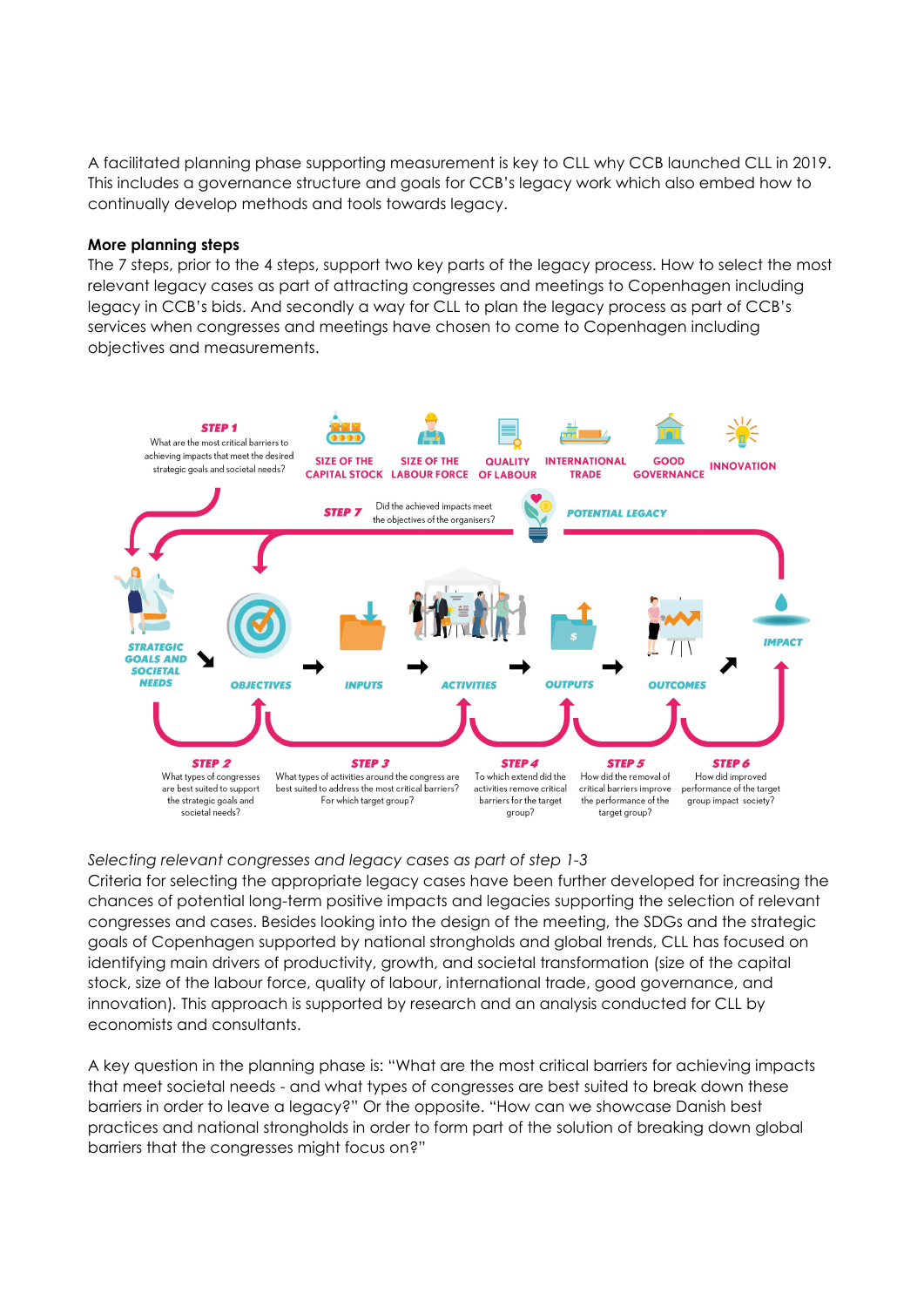A facilitated planning phase supporting measurement is key to CLL why CCB launched CLL in 2019. This includes a governance structure and goals for CCB's legacy work which also embed how to continually develop methods and tools towards legacy.

**More planning steps**

The 7 steps, prior to the 4 steps, support two key parts of the legacy process. How to select the most relevant legacy cases as part of attracting congresses and meetings to Copenhagen including legacy in CCB's bids. And secondly a way for CLL to plan the legacy process as part of CCB's services when congresses and meetings have chosen to come to Copenhagen including objectives and measurements.

**STEP 1** What are the most critical barriers to achieving impacts that meet the desired strategic goals and societal needs?

SIZE OF THE CAPITAL STOCK · SIZE OF THE LABOUR FORCE · QUALITY OF LABOUR · INTERNATIONAL TRADE · GOOD GOVERNANCE · INNOVATION

**STEP 7** Did the achieved impacts meet the objectives of the organisers?

POTENTIAL LEGACY

STRATEGIC GOALS AND SOCIETAL NEEDS → OBJECTIVES → INPUTS → ACTIVITIES → OUTPUTS → OUTCOMES → IMPACT

**STEP 2** What types of congresses are best suited to support the strategic goals and societal needs?

**STEP 3** What types of activities around the congress are best suited to address the most critical barriers? For which target group?

**STEP 4** To which extend did the activities remove critical barriers for the target group?

**STEP 5** How did the removal of critical barriers improve the performance of the target group?

**STEP 6** How did improved performance of the target group impact society?

*Selecting relevant congresses and legacy cases as part of step 1-3*

Criteria for selecting the appropriate legacy cases have been further developed for increasing the chances of potential long-term positive impacts and legacies supporting the selection of relevant congresses and cases. Besides looking into the design of the meeting, the SDGs and the strategic goals of Copenhagen supported by national strongholds and global trends, CLL has focused on identifying main drivers of productivity, growth, and societal transformation (size of the capital stock, size of the labour force, quality of labour, international trade, good governance, and innovation). This approach is supported by research and an analysis conducted for CLL by economists and consultants.

A key question in the planning phase is: "What are the most critical barriers for achieving impacts that meet societal needs - and what types of congresses are best suited to break down these barriers in order to leave a legacy?" Or the opposite. "How can we showcase Danish best practices and national strongholds in order to form part of the solution of breaking down global barriers that the congresses might focus on?"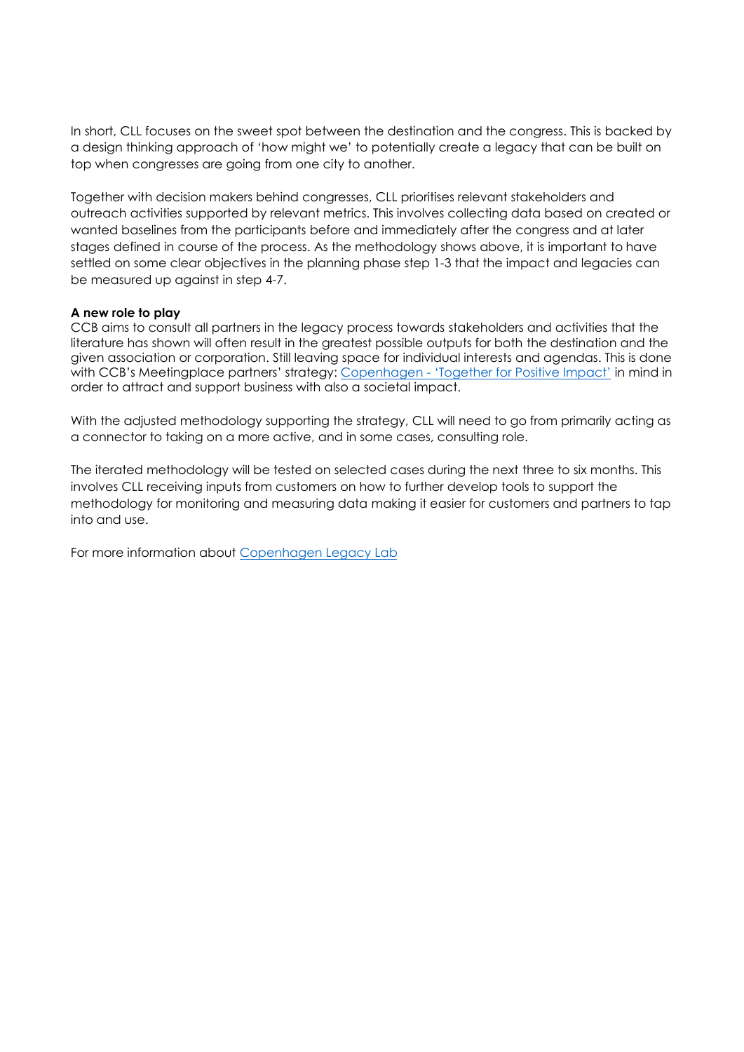In short, CLL focuses on the sweet spot between the destination and the congress. This is backed by a design thinking approach of 'how might we' to potentially create a legacy that can be built on top when congresses are going from one city to another.

Together with decision makers behind congresses, CLL prioritises relevant stakeholders and outreach activities supported by relevant metrics. This involves collecting data based on created or wanted baselines from the participants before and immediately after the congress and at later stages defined in course of the process. As the methodology shows above, it is important to have settled on some clear objectives in the planning phase step 1-3 that the impact and legacies can be measured up against in step 4-7.

**A new role to play**

CCB aims to consult all partners in the legacy process towards stakeholders and activities that the literature has shown will often result in the greatest possible outputs for both the destination and the given association or corporation. Still leaving space for individual interests and agendas. This is done with CCB's Meetingplace partners' strategy: Copenhagen - 'Together for Positive Impact' in mind in order to attract and support business with also a societal impact.

With the adjusted methodology supporting the strategy, CLL will need to go from primarily acting as a connector to taking on a more active, and in some cases, consulting role.

The iterated methodology will be tested on selected cases during the next three to six months. This involves CLL receiving inputs from customers on how to further develop tools to support the methodology for monitoring and measuring data making it easier for customers and partners to tap into and use.

For more information about Copenhagen Legacy Lab